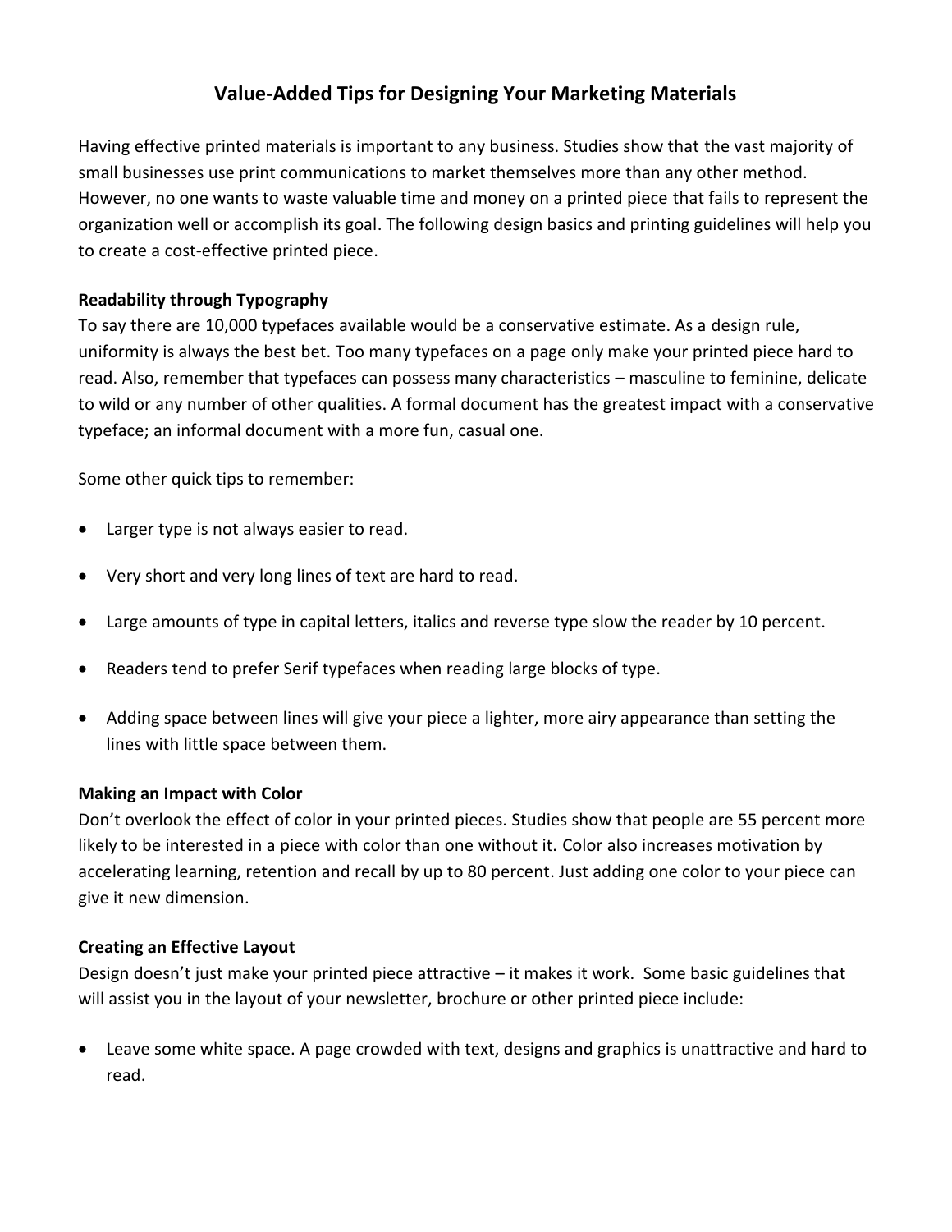# Value-Added Tips for Designing Your Marketing Materials

Having effective printed materials is important to any business. Studies show that the vast majority of small businesses use print communications to market themselves more than any other method. However, no one wants to waste valuable time and money on a printed piece that fails to represent the organization well or accomplish its goal. The following design basics and printing guidelines will help you to create a cost-effective printed piece.

**Readability through Typography**

To say there are 10,000 typefaces available would be a conservative estimate. As a design rule, uniformity is always the best bet. Too many typefaces on a page only make your printed piece hard to read. Also, remember that typefaces can possess many characteristics – masculine to feminine, delicate to wild or any number of other qualities. A formal document has the greatest impact with a conservative typeface; an informal document with a more fun, casual one.

Some other quick tips to remember:

- Larger type is not always easier to read.
- Very short and very long lines of text are hard to read.
- Large amounts of type in capital letters, italics and reverse type slow the reader by 10 percent.
- Readers tend to prefer Serif typefaces when reading large blocks of type.
- Adding space between lines will give your piece a lighter, more airy appearance than setting the lines with little space between them.

**Making an Impact with Color**

Don't overlook the effect of color in your printed pieces. Studies show that people are 55 percent more likely to be interested in a piece with color than one without it. Color also increases motivation by accelerating learning, retention and recall by up to 80 percent. Just adding one color to your piece can give it new dimension.

**Creating an Effective Layout**

Design doesn't just make your printed piece attractive – it makes it work. Some basic guidelines that will assist you in the layout of your newsletter, brochure or other printed piece include:

- Leave some white space. A page crowded with text, designs and graphics is unattractive and hard to read.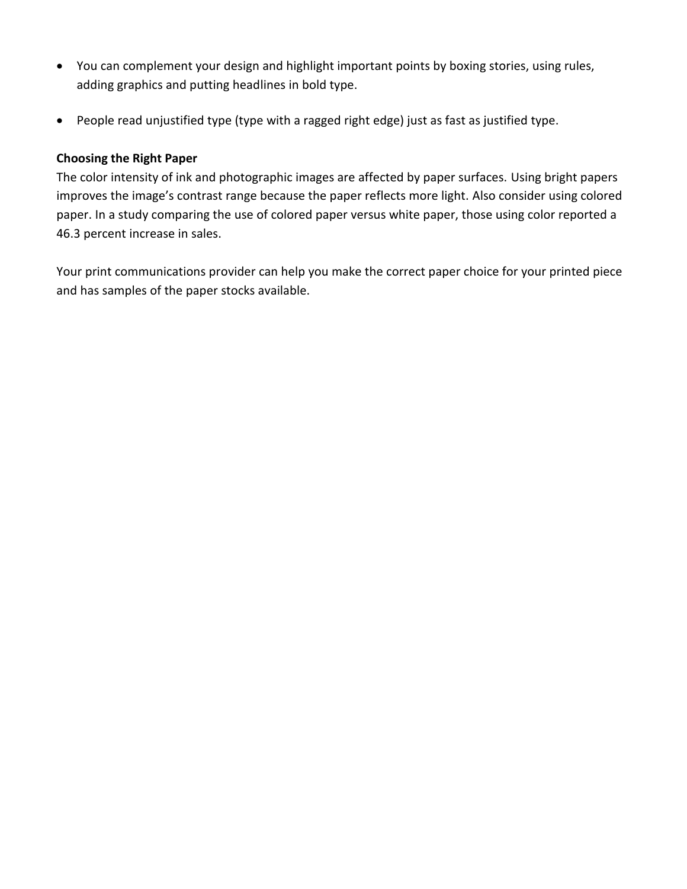- You can complement your design and highlight important points by boxing stories, using rules, adding graphics and putting headlines in bold type.

- People read unjustified type (type with a ragged right edge) just as fast as justified type.

**Choosing the Right Paper**

The color intensity of ink and photographic images are affected by paper surfaces. Using bright papers improves the image's contrast range because the paper reflects more light. Also consider using colored paper. In a study comparing the use of colored paper versus white paper, those using color reported a 46.3 percent increase in sales.

Your print communications provider can help you make the correct paper choice for your printed piece and has samples of the paper stocks available.